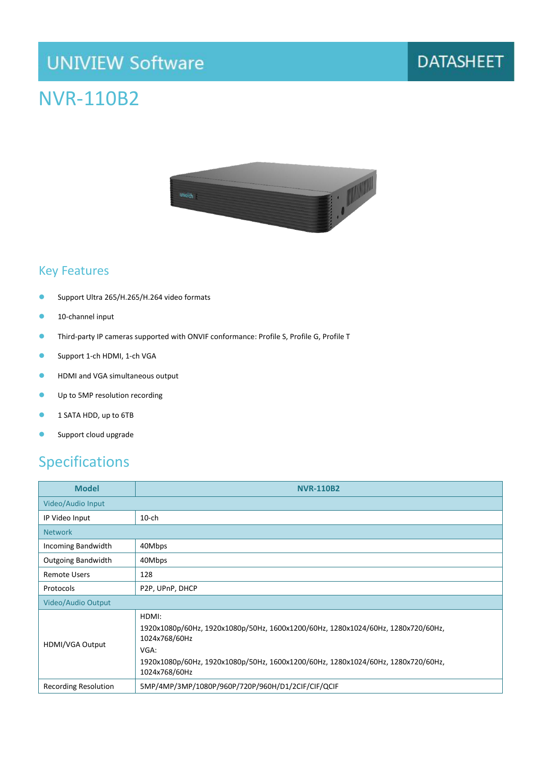UNIVIEW Software | DATASHEET

# NVR-110B2

## Key Features

- Support Ultra 265/H.265/H.264 video formats
- 10-channel input
- Third-party IP cameras supported with ONVIF conformance: Profile S, Profile G, Profile T
- Support 1-ch HDMI, 1-ch VGA
- HDMI and VGA simultaneous output
- Up to 5MP resolution recording
- 1 SATA HDD, up to 6TB
- Support cloud upgrade

## Specifications

| Model | NVR-110B2 |
|---|---|
| Video/Audio Input | |
| IP Video Input | 10-ch |
| Network | |
| Incoming Bandwidth | 40Mbps |
| Outgoing Bandwidth | 40Mbps |
| Remote Users | 128 |
| Protocols | P2P, UPnP, DHCP |
| Video/Audio Output | |
| HDMI/VGA Output | HDMI:<br>1920x1080p/60Hz, 1920x1080p/50Hz, 1600x1200/60Hz, 1280x1024/60Hz, 1280x720/60Hz, 1024x768/60Hz<br>VGA:<br>1920x1080p/60Hz, 1920x1080p/50Hz, 1600x1200/60Hz, 1280x1024/60Hz, 1280x720/60Hz, 1024x768/60Hz |
| Recording Resolution | 5MP/4MP/3MP/1080P/960P/720P/960H/D1/2CIF/CIF/QCIF |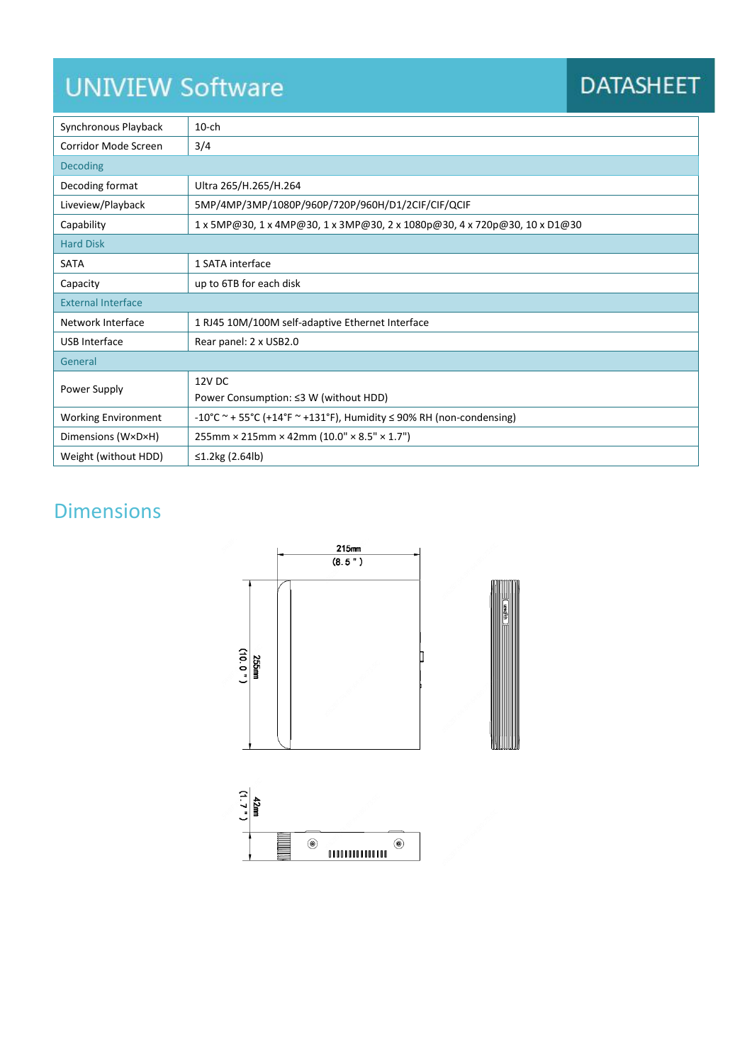| Synchronous Playback | 10-ch |
|---|---|
| Corridor Mode Screen | 3/4 |
| **Decoding** | |
| Decoding format | Ultra 265/H.265/H.264 |
| Liveview/Playback | 5MP/4MP/3MP/1080P/960P/720P/960H/D1/2CIF/CIF/QCIF |
| Capability | 1 x 5MP@30, 1 x 4MP@30, 1 x 3MP@30, 2 x 1080p@30, 4 x 720p@30, 10 x D1@30 |
| **Hard Disk** | |
| SATA | 1 SATA interface |
| Capacity | up to 6TB for each disk |
| **External Interface** | |
| Network Interface | 1 RJ45 10M/100M self-adaptive Ethernet Interface |
| USB Interface | Rear panel: 2 x USB2.0 |
| **General** | |
| Power Supply | 12V DC<br>Power Consumption: ≤3 W (without HDD) |
| Working Environment | -10°C ~ + 55°C (+14°F ~ +131°F), Humidity ≤ 90% RH (non-condensing) |
| Dimensions (W×D×H) | 255mm × 215mm × 42mm (10.0" × 8.5" × 1.7") |
| Weight (without HDD) | ≤1.2kg (2.64lb) |

## Dimensions

215mm (8.5")

255mm (10.0")

42mm (1.7")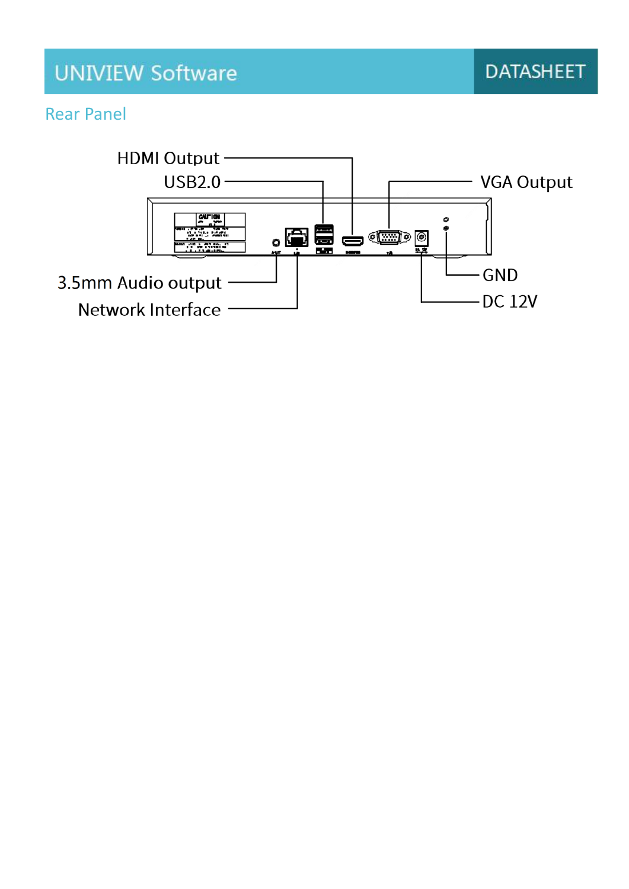## Rear Panel

HDMI Output
USB2.0
VGA Output
3.5mm Audio output
Network Interface
GND
DC 12V